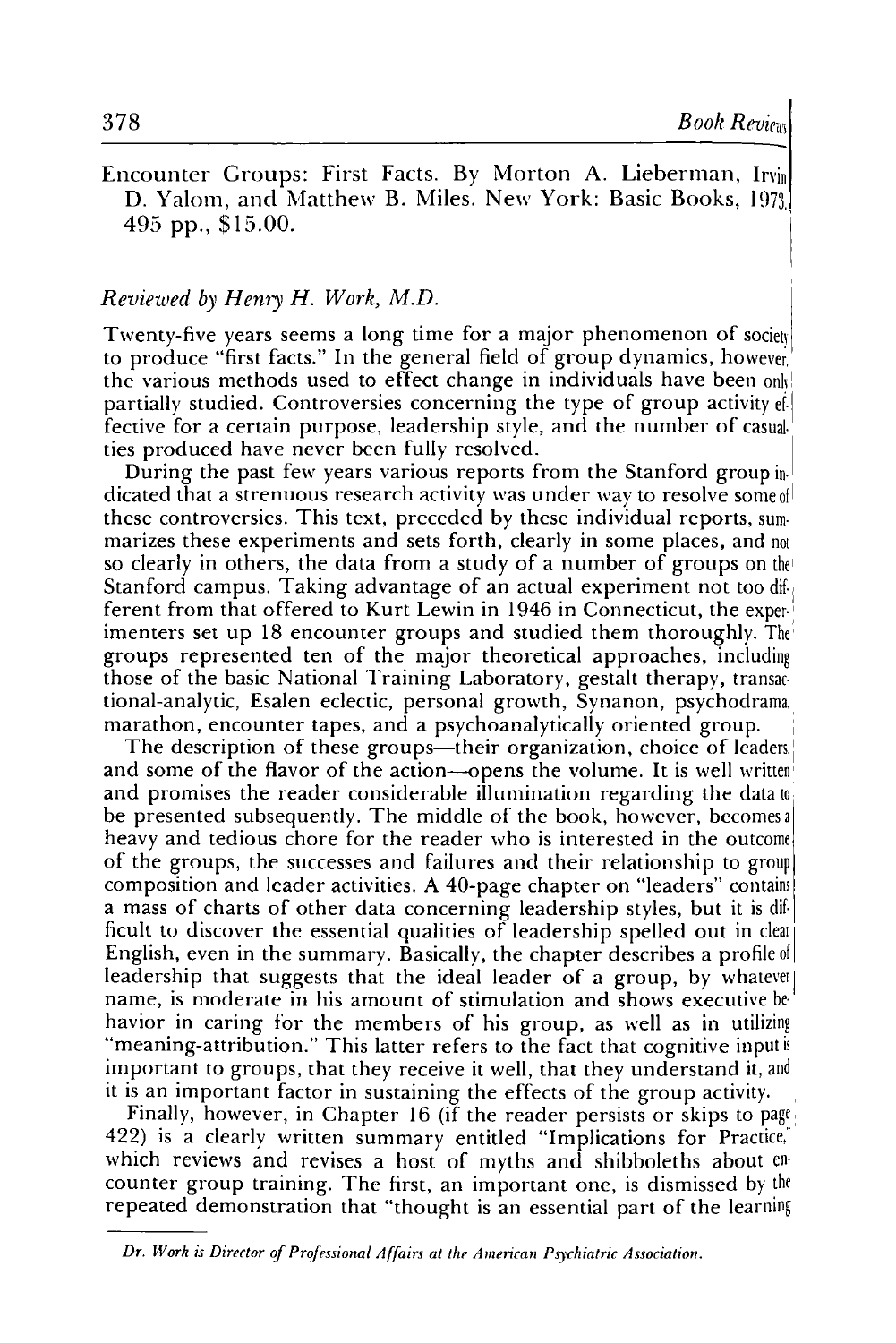Encounter Groups: First Facts. By Morton A. Lieberman, Irvin D. Yalom, and Matthew B. Miles. New York: Basic Books, 1973, 495 pp., $15.00.

*Reviewed by Henry H. Work, M.D.*

Twenty-five years seems a long time for a major phenomenon of society to produce "first facts." In the general field of group dynamics, however, the various methods used to effect change in individuals have been only partially studied. Controversies concerning the type of group activity effective for a certain purpose, leadership style, and the number of casualties produced have never been fully resolved.

During the past few years various reports from the Stanford group indicated that a strenuous research activity was under way to resolve some of these controversies. This text, preceded by these individual reports, summarizes these experiments and sets forth, clearly in some places, and not so clearly in others, the data from a study of a number of groups on the Stanford campus. Taking advantage of an actual experiment not too different from that offered to Kurt Lewin in 1946 in Connecticut, the experimenters set up 18 encounter groups and studied them thoroughly. The groups represented ten of the major theoretical approaches, including those of the basic National Training Laboratory, gestalt therapy, transactional-analytic, Esalen eclectic, personal growth, Synanon, psychodrama, marathon, encounter tapes, and a psychoanalytically oriented group.

The description of these groups—their organization, choice of leaders, and some of the flavor of the action—opens the volume. It is well written and promises the reader considerable illumination regarding the data to be presented subsequently. The middle of the book, however, becomes a heavy and tedious chore for the reader who is interested in the outcome of the groups, the successes and failures and their relationship to group composition and leader activities. A 40-page chapter on "leaders" contains a mass of charts of other data concerning leadership styles, but it is difficult to discover the essential qualities of leadership spelled out in clear English, even in the summary. Basically, the chapter describes a profile of leadership that suggests that the ideal leader of a group, by whatever name, is moderate in his amount of stimulation and shows executive behavior in caring for the members of his group, as well as in utilizing "meaning-attribution." This latter refers to the fact that cognitive input is important to groups, that they receive it well, that they understand it, and it is an important factor in sustaining the effects of the group activity.

Finally, however, in Chapter 16 (if the reader persists or skips to page 422) is a clearly written summary entitled "Implications for Practice," which reviews and revises a host of myths and shibboleths about encounter group training. The first, an important one, is dismissed by the repeated demonstration that "thought is an essential part of the learning

---

*Dr. Work is Director of Professional Affairs at the American Psychiatric Association.*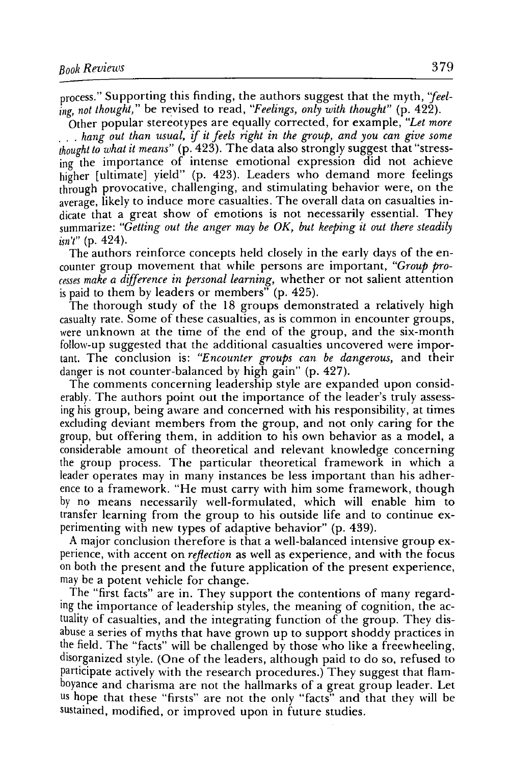process." Supporting this finding, the authors suggest that the myth, *"feeling, not thought,"* be revised to read, *"Feelings, only with thought"* (p. 422).

Other popular stereotypes are equally corrected, for example, *"Let more . . . hang out than usual, if it feels right in the group, and you can give some thought to what it means"* (p. 423). The data also strongly suggest that "stressing the importance of intense emotional expression did not achieve higher [ultimate] yield" (p. 423). Leaders who demand more feelings through provocative, challenging, and stimulating behavior were, on the average, likely to induce more casualties. The overall data on casualties indicate that a great show of emotions is not necessarily essential. They summarize: *"Getting out the anger may be OK, but keeping it out there steadily isn't"* (p. 424).

The authors reinforce concepts held closely in the early days of the encounter group movement that while persons are important, *"Group processes make a difference in personal learning,* whether or not salient attention is paid to them by leaders or members" (p. 425).

The thorough study of the 18 groups demonstrated a relatively high casualty rate. Some of these casualties, as is common in encounter groups, were unknown at the time of the end of the group, and the six-month follow-up suggested that the additional casualties uncovered were important. The conclusion is: *"Encounter groups can be dangerous,* and their danger is not counter-balanced by high gain" (p. 427).

The comments concerning leadership style are expanded upon considerably. The authors point out the importance of the leader's truly assessing his group, being aware and concerned with his responsibility, at times excluding deviant members from the group, and not only caring for the group, but offering them, in addition to his own behavior as a model, a considerable amount of theoretical and relevant knowledge concerning the group process. The particular theoretical framework in which a leader operates may in many instances be less important than his adherence to a framework. "He must carry with him some framework, though by no means necessarily well-formulated, which will enable him to transfer learning from the group to his outside life and to continue experimenting with new types of adaptive behavior" (p. 439).

A major conclusion therefore is that a well-balanced intensive group experience, with accent on *reflection* as well as experience, and with the focus on both the present and the future application of the present experience, may be a potent vehicle for change.

The "first facts" are in. They support the contentions of many regarding the importance of leadership styles, the meaning of cognition, the actuality of casualties, and the integrating function of the group. They disabuse a series of myths that have grown up to support shoddy practices in the field. The "facts" will be challenged by those who like a freewheeling, disorganized style. (One of the leaders, although paid to do so, refused to participate actively with the research procedures.) They suggest that flamboyance and charisma are not the hallmarks of a great group leader. Let us hope that these "firsts" are not the only "facts" and that they will be sustained, modified, or improved upon in future studies.